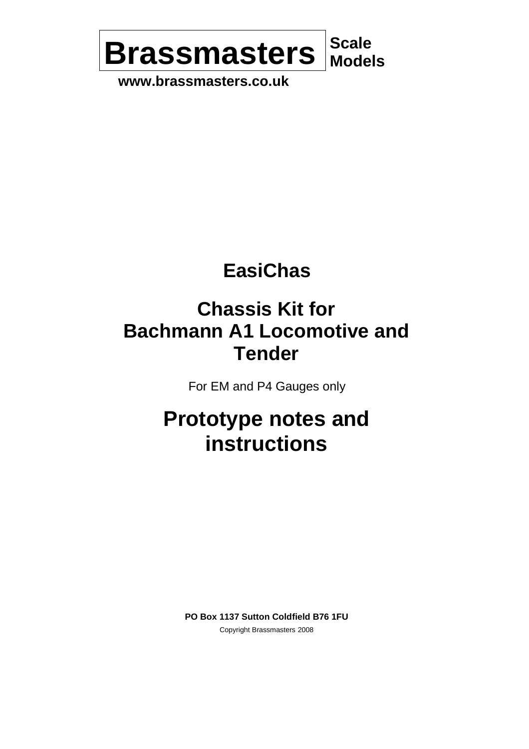**Brassmasters** Scale Models

**www.brassmasters.co.uk**

# EasiChas

# Chassis Kit for Bachmann A1 Locomotive and Tender

For EM and P4 Gauges only

# Prototype notes and instructions

**PO Box 1137 Sutton Coldfield B76 1FU**

Copyright Brassmasters 2008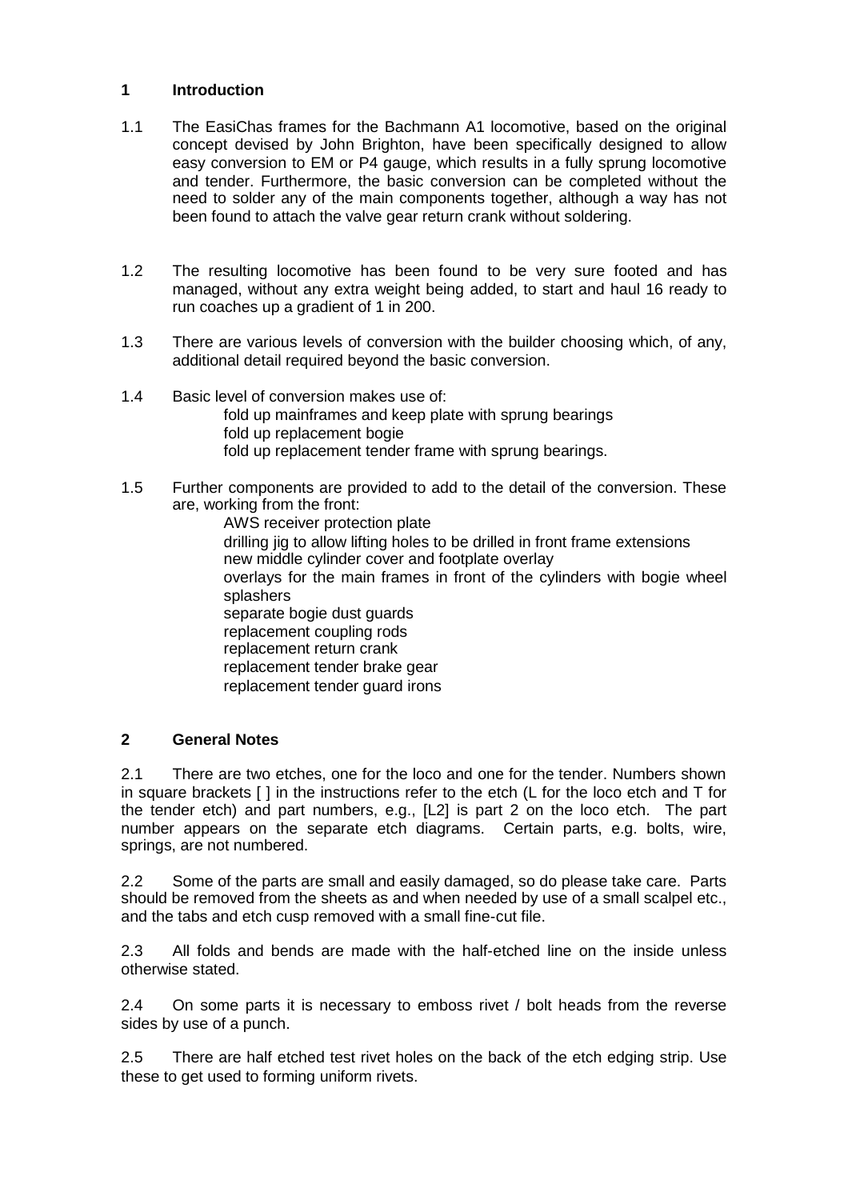## 1 Introduction

1.1 The EasiChas frames for the Bachmann A1 locomotive, based on the original concept devised by John Brighton, have been specifically designed to allow easy conversion to EM or P4 gauge, which results in a fully sprung locomotive and tender. Furthermore, the basic conversion can be completed without the need to solder any of the main components together, although a way has not been found to attach the valve gear return crank without soldering.

1.2 The resulting locomotive has been found to be very sure footed and has managed, without any extra weight being added, to start and haul 16 ready to run coaches up a gradient of 1 in 200.

1.3 There are various levels of conversion with the builder choosing which, of any, additional detail required beyond the basic conversion.

1.4 Basic level of conversion makes use of:

- fold up mainframes and keep plate with sprung bearings
- fold up replacement bogie
- fold up replacement tender frame with sprung bearings.

1.5 Further components are provided to add to the detail of the conversion. These are, working from the front:

- AWS receiver protection plate
- drilling jig to allow lifting holes to be drilled in front frame extensions
- new middle cylinder cover and footplate overlay
- overlays for the main frames in front of the cylinders with bogie wheel splashers
- separate bogie dust guards
- replacement coupling rods
- replacement return crank
- replacement tender brake gear
- replacement tender guard irons

## 2 General Notes

2.1 There are two etches, one for the loco and one for the tender. Numbers shown in square brackets [ ] in the instructions refer to the etch (L for the loco etch and T for the tender etch) and part numbers, e.g., [L2] is part 2 on the loco etch. The part number appears on the separate etch diagrams. Certain parts, e.g. bolts, wire, springs, are not numbered.

2.2 Some of the parts are small and easily damaged, so do please take care. Parts should be removed from the sheets as and when needed by use of a small scalpel etc., and the tabs and etch cusp removed with a small fine-cut file.

2.3 All folds and bends are made with the half-etched line on the inside unless otherwise stated.

2.4 On some parts it is necessary to emboss rivet / bolt heads from the reverse sides by use of a punch.

2.5 There are half etched test rivet holes on the back of the etch edging strip. Use these to get used to forming uniform rivets.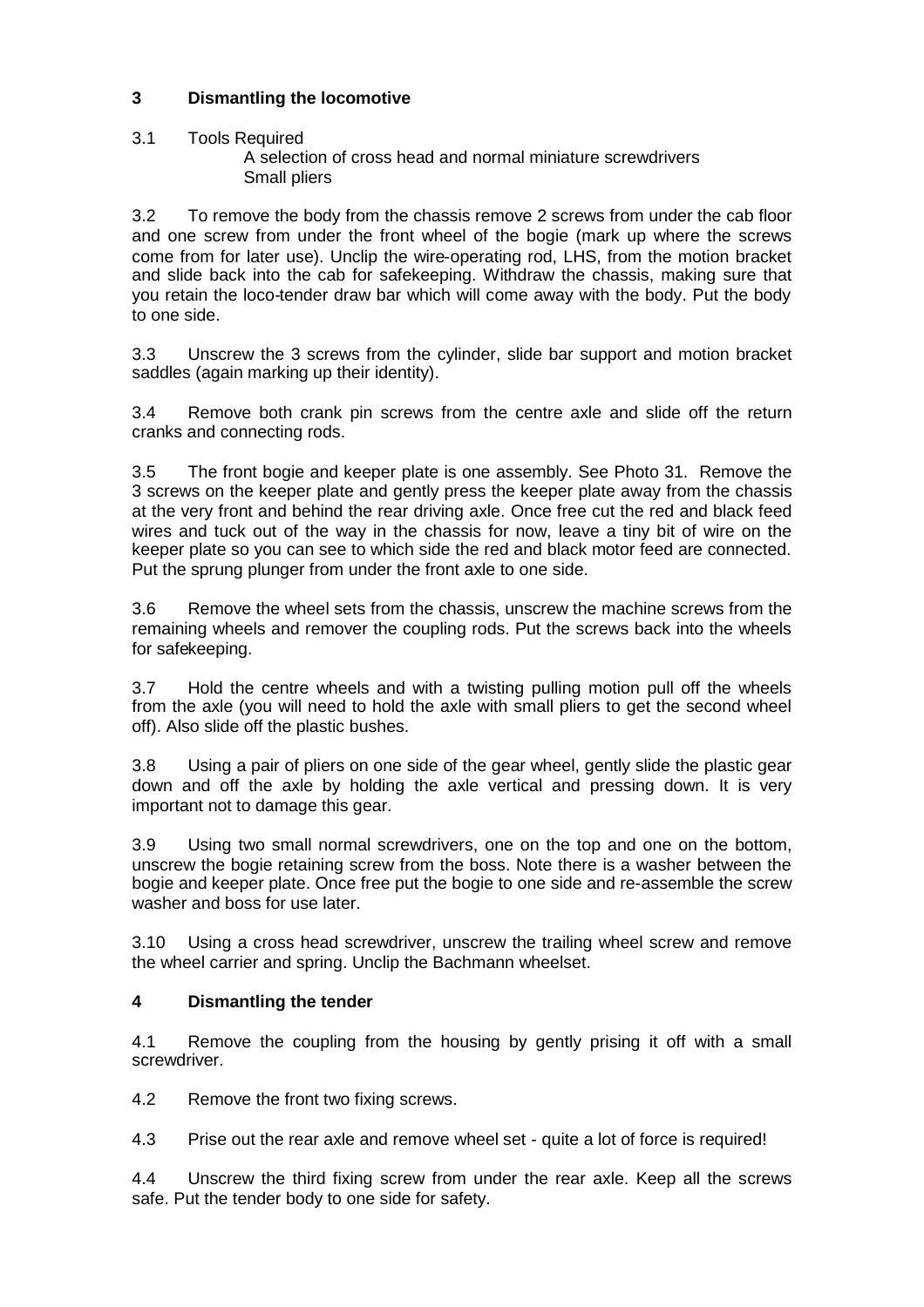## 3 Dismantling the locomotive

3.1 Tools Required

A selection of cross head and normal miniature screwdrivers
Small pliers

3.2 To remove the body from the chassis remove 2 screws from under the cab floor and one screw from under the front wheel of the bogie (mark up where the screws come from for later use). Unclip the wire-operating rod, LHS, from the motion bracket and slide back into the cab for safekeeping. Withdraw the chassis, making sure that you retain the loco-tender draw bar which will come away with the body. Put the body to one side.

3.3 Unscrew the 3 screws from the cylinder, slide bar support and motion bracket saddles (again marking up their identity).

3.4 Remove both crank pin screws from the centre axle and slide off the return cranks and connecting rods.

3.5 The front bogie and keeper plate is one assembly. See Photo 31. Remove the 3 screws on the keeper plate and gently press the keeper plate away from the chassis at the very front and behind the rear driving axle. Once free cut the red and black feed wires and tuck out of the way in the chassis for now, leave a tiny bit of wire on the keeper plate so you can see to which side the red and black motor feed are connected. Put the sprung plunger from under the front axle to one side.

3.6 Remove the wheel sets from the chassis, unscrew the machine screws from the remaining wheels and remover the coupling rods. Put the screws back into the wheels for safekeeping.

3.7 Hold the centre wheels and with a twisting pulling motion pull off the wheels from the axle (you will need to hold the axle with small pliers to get the second wheel off). Also slide off the plastic bushes.

3.8 Using a pair of pliers on one side of the gear wheel, gently slide the plastic gear down and off the axle by holding the axle vertical and pressing down. It is very important not to damage this gear.

3.9 Using two small normal screwdrivers, one on the top and one on the bottom, unscrew the bogie retaining screw from the boss. Note there is a washer between the bogie and keeper plate. Once free put the bogie to one side and re-assemble the screw washer and boss for use later.

3.10 Using a cross head screwdriver, unscrew the trailing wheel screw and remove the wheel carrier and spring. Unclip the Bachmann wheelset.

## 4 Dismantling the tender

4.1 Remove the coupling from the housing by gently prising it off with a small screwdriver.

4.2 Remove the front two fixing screws.

4.3 Prise out the rear axle and remove wheel set - quite a lot of force is required!

4.4 Unscrew the third fixing screw from under the rear axle. Keep all the screws safe. Put the tender body to one side for safety.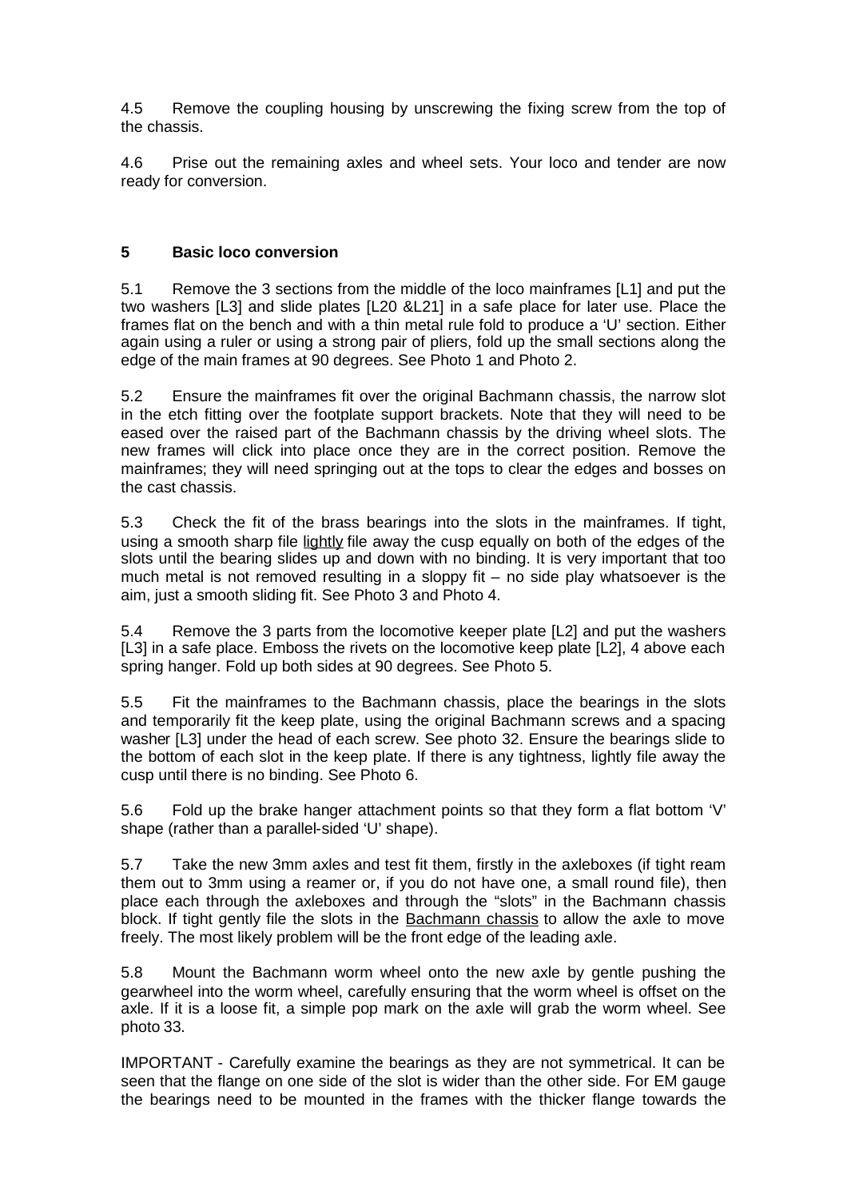4.5 Remove the coupling housing by unscrewing the fixing screw from the top of the chassis.

4.6 Prise out the remaining axles and wheel sets. Your loco and tender are now ready for conversion.

## 5 Basic loco conversion

5.1 Remove the 3 sections from the middle of the loco mainframes [L1] and put the two washers [L3] and slide plates [L20 &L21] in a safe place for later use. Place the frames flat on the bench and with a thin metal rule fold to produce a 'U' section. Either again using a ruler or using a strong pair of pliers, fold up the small sections along the edge of the main frames at 90 degrees. See Photo 1 and Photo 2.

5.2 Ensure the mainframes fit over the original Bachmann chassis, the narrow slot in the etch fitting over the footplate support brackets. Note that they will need to be eased over the raised part of the Bachmann chassis by the driving wheel slots. The new frames will click into place once they are in the correct position. Remove the mainframes; they will need springing out at the tops to clear the edges and bosses on the cast chassis.

5.3 Check the fit of the brass bearings into the slots in the mainframes. If tight, using a smooth sharp file <u>lightly</u> file away the cusp equally on both of the edges of the slots until the bearing slides up and down with no binding. It is very important that too much metal is not removed resulting in a sloppy fit – no side play whatsoever is the aim, just a smooth sliding fit. See Photo 3 and Photo 4.

5.4 Remove the 3 parts from the locomotive keeper plate [L2] and put the washers [L3] in a safe place. Emboss the rivets on the locomotive keep plate [L2], 4 above each spring hanger. Fold up both sides at 90 degrees. See Photo 5.

5.5 Fit the mainframes to the Bachmann chassis, place the bearings in the slots and temporarily fit the keep plate, using the original Bachmann screws and a spacing washer [L3] under the head of each screw. See photo 32. Ensure the bearings slide to the bottom of each slot in the keep plate. If there is any tightness, lightly file away the cusp until there is no binding. See Photo 6.

5.6 Fold up the brake hanger attachment points so that they form a flat bottom 'V' shape (rather than a parallel-sided 'U' shape).

5.7 Take the new 3mm axles and test fit them, firstly in the axleboxes (if tight ream them out to 3mm using a reamer or, if you do not have one, a small round file), then place each through the axleboxes and through the "slots" in the Bachmann chassis block. If tight gently file the slots in the <u>Bachmann chassis</u> to allow the axle to move freely. The most likely problem will be the front edge of the leading axle.

5.8 Mount the Bachmann worm wheel onto the new axle by gentle pushing the gearwheel into the worm wheel, carefully ensuring that the worm wheel is offset on the axle. If it is a loose fit, a simple pop mark on the axle will grab the worm wheel. See photo 33.

IMPORTANT - Carefully examine the bearings as they are not symmetrical. It can be seen that the flange on one side of the slot is wider than the other side. For EM gauge the bearings need to be mounted in the frames with the thicker flange towards the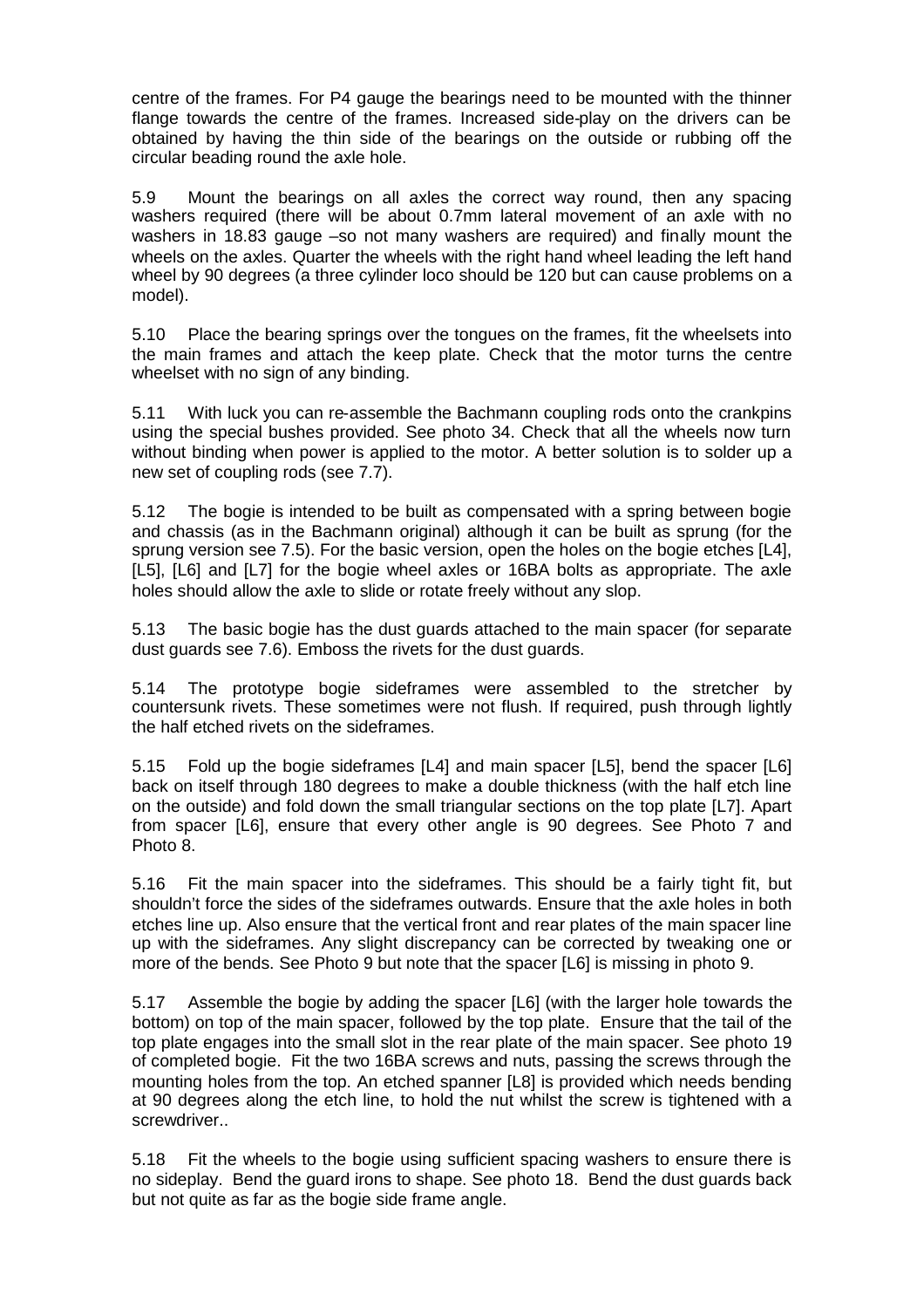centre of the frames. For P4 gauge the bearings need to be mounted with the thinner flange towards the centre of the frames. Increased side-play on the drivers can be obtained by having the thin side of the bearings on the outside or rubbing off the circular beading round the axle hole.

5.9 Mount the bearings on all axles the correct way round, then any spacing washers required (there will be about 0.7mm lateral movement of an axle with no washers in 18.83 gauge –so not many washers are required) and finally mount the wheels on the axles. Quarter the wheels with the right hand wheel leading the left hand wheel by 90 degrees (a three cylinder loco should be 120 but can cause problems on a model).

5.10 Place the bearing springs over the tongues on the frames, fit the wheelsets into the main frames and attach the keep plate. Check that the motor turns the centre wheelset with no sign of any binding.

5.11 With luck you can re-assemble the Bachmann coupling rods onto the crankpins using the special bushes provided. See photo 34. Check that all the wheels now turn without binding when power is applied to the motor. A better solution is to solder up a new set of coupling rods (see 7.7).

5.12 The bogie is intended to be built as compensated with a spring between bogie and chassis (as in the Bachmann original) although it can be built as sprung (for the sprung version see 7.5). For the basic version, open the holes on the bogie etches [L4], [L5], [L6] and [L7] for the bogie wheel axles or 16BA bolts as appropriate. The axle holes should allow the axle to slide or rotate freely without any slop.

5.13 The basic bogie has the dust guards attached to the main spacer (for separate dust guards see 7.6). Emboss the rivets for the dust guards.

5.14 The prototype bogie sideframes were assembled to the stretcher by countersunk rivets. These sometimes were not flush. If required, push through lightly the half etched rivets on the sideframes.

5.15 Fold up the bogie sideframes [L4] and main spacer [L5], bend the spacer [L6] back on itself through 180 degrees to make a double thickness (with the half etch line on the outside) and fold down the small triangular sections on the top plate [L7]. Apart from spacer [L6], ensure that every other angle is 90 degrees. See Photo 7 and Photo 8.

5.16 Fit the main spacer into the sideframes. This should be a fairly tight fit, but shouldn't force the sides of the sideframes outwards. Ensure that the axle holes in both etches line up. Also ensure that the vertical front and rear plates of the main spacer line up with the sideframes. Any slight discrepancy can be corrected by tweaking one or more of the bends. See Photo 9 but note that the spacer [L6] is missing in photo 9.

5.17 Assemble the bogie by adding the spacer [L6] (with the larger hole towards the bottom) on top of the main spacer, followed by the top plate. Ensure that the tail of the top plate engages into the small slot in the rear plate of the main spacer. See photo 19 of completed bogie. Fit the two 16BA screws and nuts, passing the screws through the mounting holes from the top. An etched spanner [L8] is provided which needs bending at 90 degrees along the etch line, to hold the nut whilst the screw is tightened with a screwdriver..

5.18 Fit the wheels to the bogie using sufficient spacing washers to ensure there is no sideplay. Bend the guard irons to shape. See photo 18. Bend the dust guards back but not quite as far as the bogie side frame angle.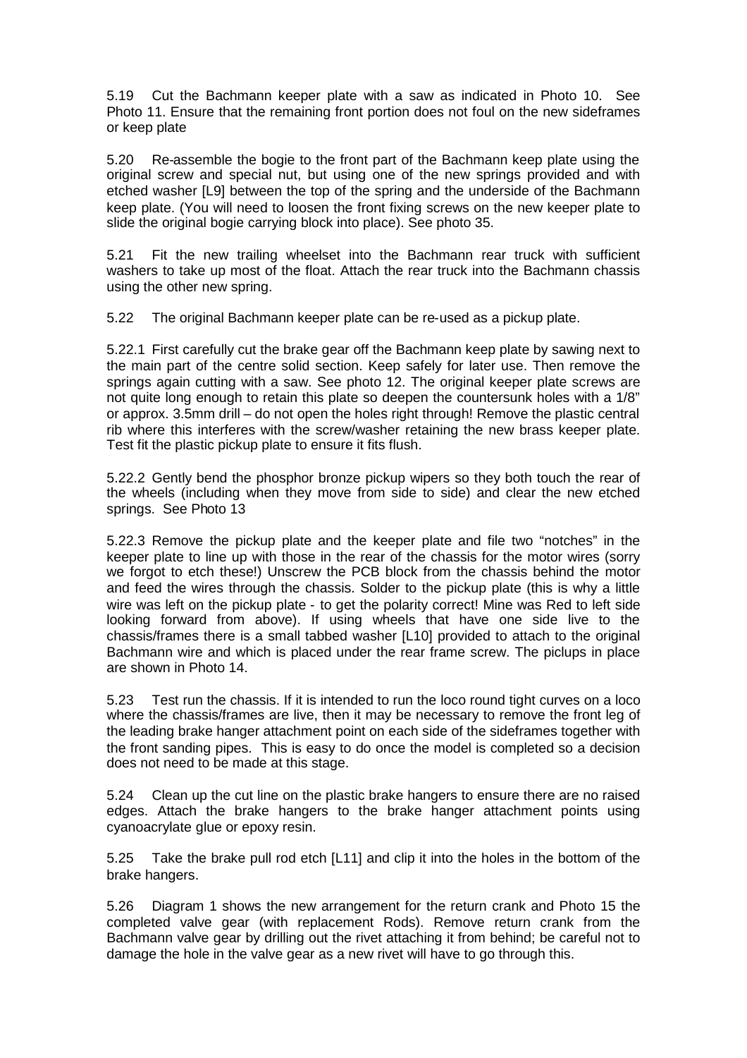5.19 Cut the Bachmann keeper plate with a saw as indicated in Photo 10. See Photo 11. Ensure that the remaining front portion does not foul on the new sideframes or keep plate

5.20 Re-assemble the bogie to the front part of the Bachmann keep plate using the original screw and special nut, but using one of the new springs provided and with etched washer [L9] between the top of the spring and the underside of the Bachmann keep plate. (You will need to loosen the front fixing screws on the new keeper plate to slide the original bogie carrying block into place). See photo 35.

5.21 Fit the new trailing wheelset into the Bachmann rear truck with sufficient washers to take up most of the float. Attach the rear truck into the Bachmann chassis using the other new spring.

5.22 The original Bachmann keeper plate can be re-used as a pickup plate.

5.22.1 First carefully cut the brake gear off the Bachmann keep plate by sawing next to the main part of the centre solid section. Keep safely for later use. Then remove the springs again cutting with a saw. See photo 12. The original keeper plate screws are not quite long enough to retain this plate so deepen the countersunk holes with a 1/8" or approx. 3.5mm drill – do not open the holes right through! Remove the plastic central rib where this interferes with the screw/washer retaining the new brass keeper plate. Test fit the plastic pickup plate to ensure it fits flush.

5.22.2 Gently bend the phosphor bronze pickup wipers so they both touch the rear of the wheels (including when they move from side to side) and clear the new etched springs. See Photo 13

5.22.3 Remove the pickup plate and the keeper plate and file two "notches" in the keeper plate to line up with those in the rear of the chassis for the motor wires (sorry we forgot to etch these!) Unscrew the PCB block from the chassis behind the motor and feed the wires through the chassis. Solder to the pickup plate (this is why a little wire was left on the pickup plate - to get the polarity correct! Mine was Red to left side looking forward from above). If using wheels that have one side live to the chassis/frames there is a small tabbed washer [L10] provided to attach to the original Bachmann wire and which is placed under the rear frame screw. The piclups in place are shown in Photo 14.

5.23 Test run the chassis. If it is intended to run the loco round tight curves on a loco where the chassis/frames are live, then it may be necessary to remove the front leg of the leading brake hanger attachment point on each side of the sideframes together with the front sanding pipes. This is easy to do once the model is completed so a decision does not need to be made at this stage.

5.24 Clean up the cut line on the plastic brake hangers to ensure there are no raised edges. Attach the brake hangers to the brake hanger attachment points using cyanoacrylate glue or epoxy resin.

5.25 Take the brake pull rod etch [L11] and clip it into the holes in the bottom of the brake hangers.

5.26 Diagram 1 shows the new arrangement for the return crank and Photo 15 the completed valve gear (with replacement Rods). Remove return crank from the Bachmann valve gear by drilling out the rivet attaching it from behind; be careful not to damage the hole in the valve gear as a new rivet will have to go through this.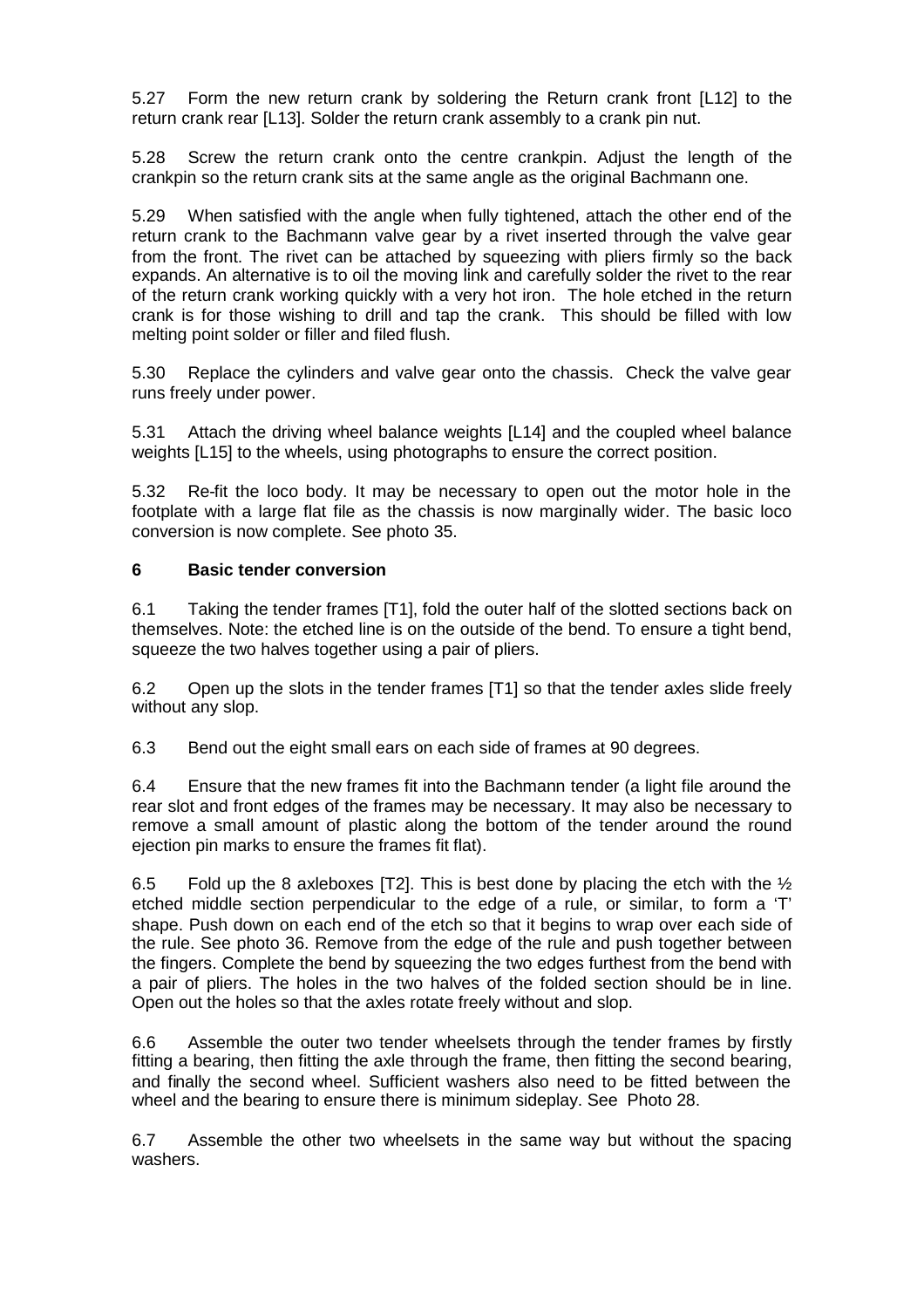5.27 Form the new return crank by soldering the Return crank front [L12] to the return crank rear [L13]. Solder the return crank assembly to a crank pin nut.

5.28 Screw the return crank onto the centre crankpin. Adjust the length of the crankpin so the return crank sits at the same angle as the original Bachmann one.

5.29 When satisfied with the angle when fully tightened, attach the other end of the return crank to the Bachmann valve gear by a rivet inserted through the valve gear from the front. The rivet can be attached by squeezing with pliers firmly so the back expands. An alternative is to oil the moving link and carefully solder the rivet to the rear of the return crank working quickly with a very hot iron. The hole etched in the return crank is for those wishing to drill and tap the crank. This should be filled with low melting point solder or filler and filed flush.

5.30 Replace the cylinders and valve gear onto the chassis. Check the valve gear runs freely under power.

5.31 Attach the driving wheel balance weights [L14] and the coupled wheel balance weights [L15] to the wheels, using photographs to ensure the correct position.

5.32 Re-fit the loco body. It may be necessary to open out the motor hole in the footplate with a large flat file as the chassis is now marginally wider. The basic loco conversion is now complete. See photo 35.

## 6 Basic tender conversion

6.1 Taking the tender frames [T1], fold the outer half of the slotted sections back on themselves. Note: the etched line is on the outside of the bend. To ensure a tight bend, squeeze the two halves together using a pair of pliers.

6.2 Open up the slots in the tender frames [T1] so that the tender axles slide freely without any slop.

6.3 Bend out the eight small ears on each side of frames at 90 degrees.

6.4 Ensure that the new frames fit into the Bachmann tender (a light file around the rear slot and front edges of the frames may be necessary. It may also be necessary to remove a small amount of plastic along the bottom of the tender around the round ejection pin marks to ensure the frames fit flat).

6.5 Fold up the 8 axleboxes [T2]. This is best done by placing the etch with the ½ etched middle section perpendicular to the edge of a rule, or similar, to form a 'T' shape. Push down on each end of the etch so that it begins to wrap over each side of the rule. See photo 36. Remove from the edge of the rule and push together between the fingers. Complete the bend by squeezing the two edges furthest from the bend with a pair of pliers. The holes in the two halves of the folded section should be in line. Open out the holes so that the axles rotate freely without and slop.

6.6 Assemble the outer two tender wheelsets through the tender frames by firstly fitting a bearing, then fitting the axle through the frame, then fitting the second bearing, and finally the second wheel. Sufficient washers also need to be fitted between the wheel and the bearing to ensure there is minimum sideplay. See Photo 28.

6.7 Assemble the other two wheelsets in the same way but without the spacing washers.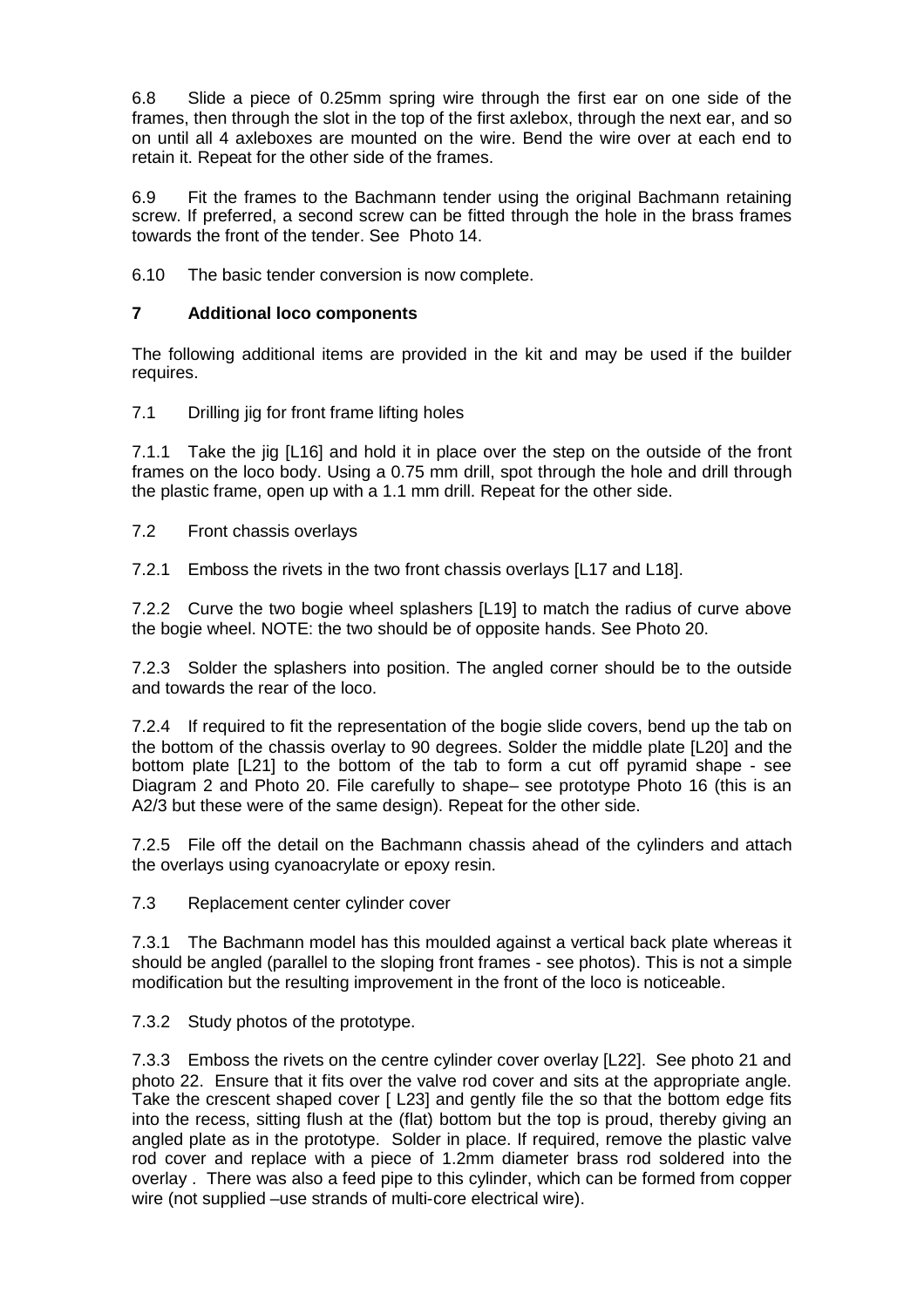6.8 Slide a piece of 0.25mm spring wire through the first ear on one side of the frames, then through the slot in the top of the first axlebox, through the next ear, and so on until all 4 axleboxes are mounted on the wire. Bend the wire over at each end to retain it. Repeat for the other side of the frames.

6.9 Fit the frames to the Bachmann tender using the original Bachmann retaining screw. If preferred, a second screw can be fitted through the hole in the brass frames towards the front of the tender. See Photo 14.

6.10 The basic tender conversion is now complete.

## 7 Additional loco components

The following additional items are provided in the kit and may be used if the builder requires.

7.1 Drilling jig for front frame lifting holes

7.1.1 Take the jig [L16] and hold it in place over the step on the outside of the front frames on the loco body. Using a 0.75 mm drill, spot through the hole and drill through the plastic frame, open up with a 1.1 mm drill. Repeat for the other side.

7.2 Front chassis overlays

7.2.1 Emboss the rivets in the two front chassis overlays [L17 and L18].

7.2.2 Curve the two bogie wheel splashers [L19] to match the radius of curve above the bogie wheel. NOTE: the two should be of opposite hands. See Photo 20.

7.2.3 Solder the splashers into position. The angled corner should be to the outside and towards the rear of the loco.

7.2.4 If required to fit the representation of the bogie slide covers, bend up the tab on the bottom of the chassis overlay to 90 degrees. Solder the middle plate [L20] and the bottom plate [L21] to the bottom of the tab to form a cut off pyramid shape - see Diagram 2 and Photo 20. File carefully to shape– see prototype Photo 16 (this is an A2/3 but these were of the same design). Repeat for the other side.

7.2.5 File off the detail on the Bachmann chassis ahead of the cylinders and attach the overlays using cyanoacrylate or epoxy resin.

7.3 Replacement center cylinder cover

7.3.1 The Bachmann model has this moulded against a vertical back plate whereas it should be angled (parallel to the sloping front frames - see photos). This is not a simple modification but the resulting improvement in the front of the loco is noticeable.

7.3.2 Study photos of the prototype.

7.3.3 Emboss the rivets on the centre cylinder cover overlay [L22]. See photo 21 and photo 22. Ensure that it fits over the valve rod cover and sits at the appropriate angle. Take the crescent shaped cover [ L23] and gently file the so that the bottom edge fits into the recess, sitting flush at the (flat) bottom but the top is proud, thereby giving an angled plate as in the prototype. Solder in place. If required, remove the plastic valve rod cover and replace with a piece of 1.2mm diameter brass rod soldered into the overlay . There was also a feed pipe to this cylinder, which can be formed from copper wire (not supplied –use strands of multi-core electrical wire).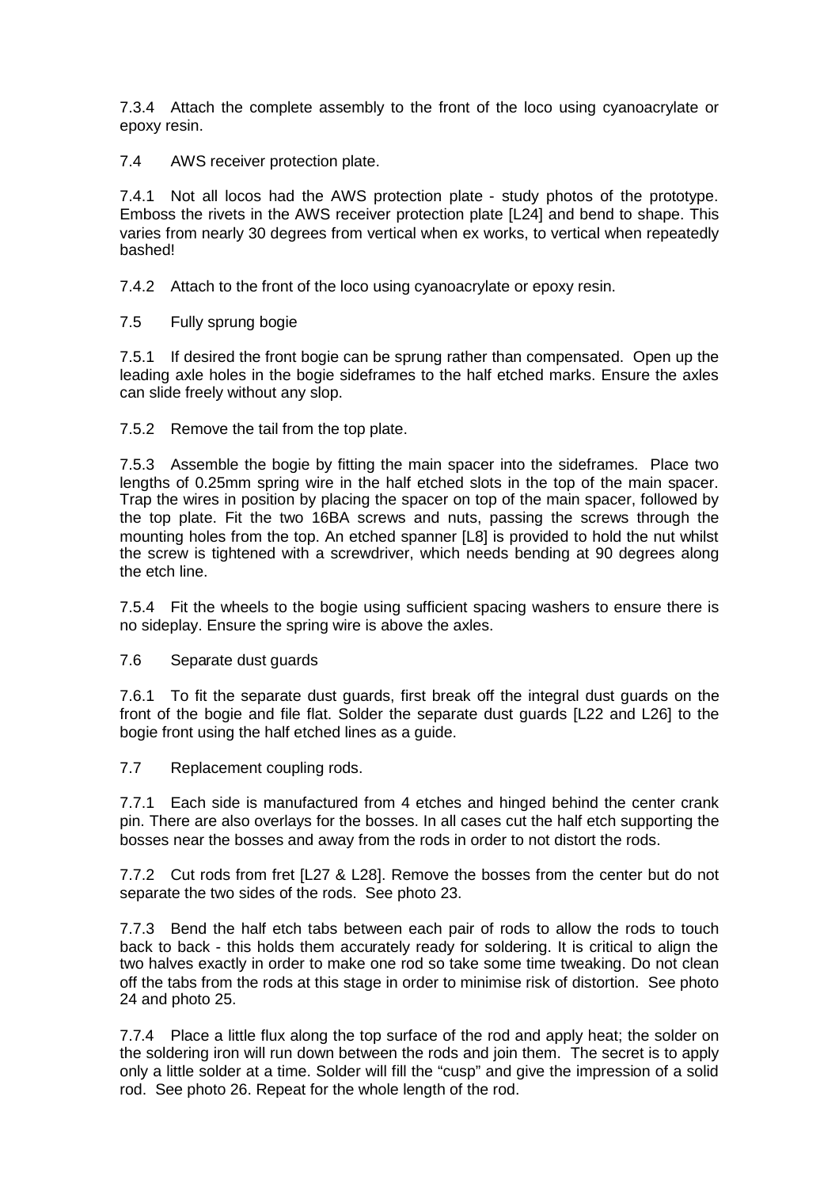7.3.4 Attach the complete assembly to the front of the loco using cyanoacrylate or epoxy resin.

### 7.4 AWS receiver protection plate.

7.4.1 Not all locos had the AWS protection plate - study photos of the prototype. Emboss the rivets in the AWS receiver protection plate [L24] and bend to shape. This varies from nearly 30 degrees from vertical when ex works, to vertical when repeatedly bashed!

7.4.2 Attach to the front of the loco using cyanoacrylate or epoxy resin.

### 7.5 Fully sprung bogie

7.5.1 If desired the front bogie can be sprung rather than compensated. Open up the leading axle holes in the bogie sideframes to the half etched marks. Ensure the axles can slide freely without any slop.

7.5.2 Remove the tail from the top plate.

7.5.3 Assemble the bogie by fitting the main spacer into the sideframes. Place two lengths of 0.25mm spring wire in the half etched slots in the top of the main spacer. Trap the wires in position by placing the spacer on top of the main spacer, followed by the top plate. Fit the two 16BA screws and nuts, passing the screws through the mounting holes from the top. An etched spanner [L8] is provided to hold the nut whilst the screw is tightened with a screwdriver, which needs bending at 90 degrees along the etch line.

7.5.4 Fit the wheels to the bogie using sufficient spacing washers to ensure there is no sideplay. Ensure the spring wire is above the axles.

### 7.6 Separate dust guards

7.6.1 To fit the separate dust guards, first break off the integral dust guards on the front of the bogie and file flat. Solder the separate dust guards [L22 and L26] to the bogie front using the half etched lines as a guide.

### 7.7 Replacement coupling rods.

7.7.1 Each side is manufactured from 4 etches and hinged behind the center crank pin. There are also overlays for the bosses. In all cases cut the half etch supporting the bosses near the bosses and away from the rods in order to not distort the rods.

7.7.2 Cut rods from fret [L27 & L28]. Remove the bosses from the center but do not separate the two sides of the rods. See photo 23.

7.7.3 Bend the half etch tabs between each pair of rods to allow the rods to touch back to back - this holds them accurately ready for soldering. It is critical to align the two halves exactly in order to make one rod so take some time tweaking. Do not clean off the tabs from the rods at this stage in order to minimise risk of distortion. See photo 24 and photo 25.

7.7.4 Place a little flux along the top surface of the rod and apply heat; the solder on the soldering iron will run down between the rods and join them. The secret is to apply only a little solder at a time. Solder will fill the "cusp" and give the impression of a solid rod. See photo 26. Repeat for the whole length of the rod.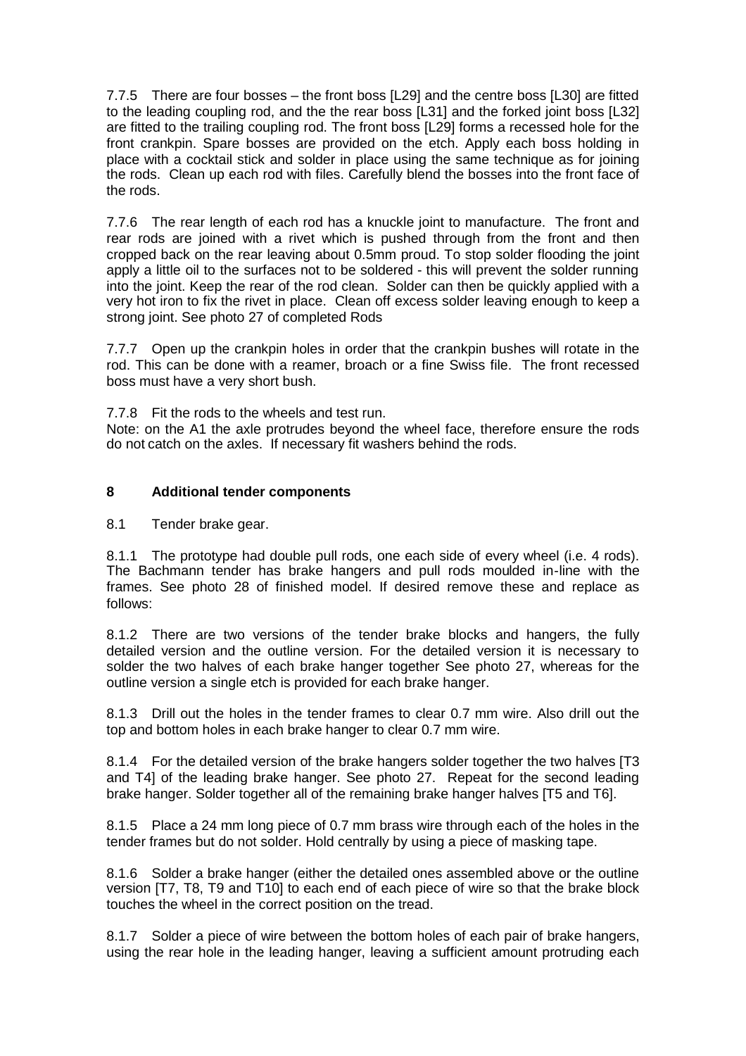7.7.5 There are four bosses – the front boss [L29] and the centre boss [L30] are fitted to the leading coupling rod, and the the rear boss [L31] and the forked joint boss [L32] are fitted to the trailing coupling rod. The front boss [L29] forms a recessed hole for the front crankpin. Spare bosses are provided on the etch. Apply each boss holding in place with a cocktail stick and solder in place using the same technique as for joining the rods. Clean up each rod with files. Carefully blend the bosses into the front face of the rods.

7.7.6 The rear length of each rod has a knuckle joint to manufacture. The front and rear rods are joined with a rivet which is pushed through from the front and then cropped back on the rear leaving about 0.5mm proud. To stop solder flooding the joint apply a little oil to the surfaces not to be soldered - this will prevent the solder running into the joint. Keep the rear of the rod clean. Solder can then be quickly applied with a very hot iron to fix the rivet in place. Clean off excess solder leaving enough to keep a strong joint. See photo 27 of completed Rods

7.7.7 Open up the crankpin holes in order that the crankpin bushes will rotate in the rod. This can be done with a reamer, broach or a fine Swiss file. The front recessed boss must have a very short bush.

7.7.8 Fit the rods to the wheels and test run.
Note: on the A1 the axle protrudes beyond the wheel face, therefore ensure the rods do not catch on the axles. If necessary fit washers behind the rods.

## 8 Additional tender components

8.1 Tender brake gear.

8.1.1 The prototype had double pull rods, one each side of every wheel (i.e. 4 rods). The Bachmann tender has brake hangers and pull rods moulded in-line with the frames. See photo 28 of finished model. If desired remove these and replace as follows:

8.1.2 There are two versions of the tender brake blocks and hangers, the fully detailed version and the outline version. For the detailed version it is necessary to solder the two halves of each brake hanger together See photo 27, whereas for the outline version a single etch is provided for each brake hanger.

8.1.3 Drill out the holes in the tender frames to clear 0.7 mm wire. Also drill out the top and bottom holes in each brake hanger to clear 0.7 mm wire.

8.1.4 For the detailed version of the brake hangers solder together the two halves [T3 and T4] of the leading brake hanger. See photo 27. Repeat for the second leading brake hanger. Solder together all of the remaining brake hanger halves [T5 and T6].

8.1.5 Place a 24 mm long piece of 0.7 mm brass wire through each of the holes in the tender frames but do not solder. Hold centrally by using a piece of masking tape.

8.1.6 Solder a brake hanger (either the detailed ones assembled above or the outline version [T7, T8, T9 and T10] to each end of each piece of wire so that the brake block touches the wheel in the correct position on the tread.

8.1.7 Solder a piece of wire between the bottom holes of each pair of brake hangers, using the rear hole in the leading hanger, leaving a sufficient amount protruding each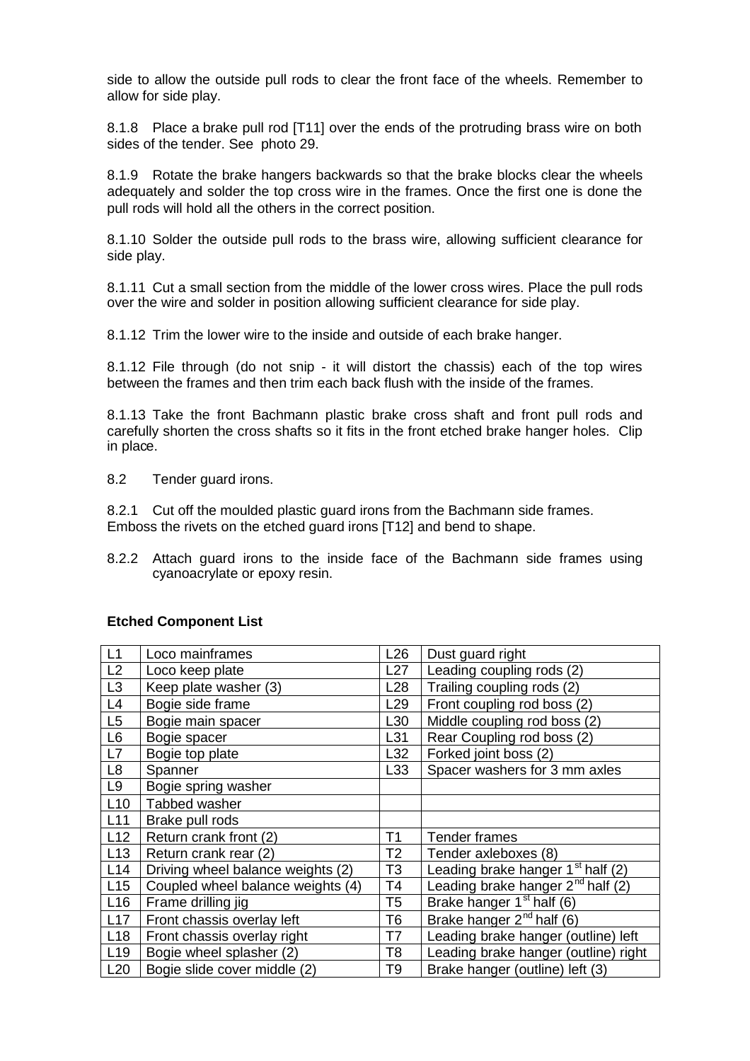side to allow the outside pull rods to clear the front face of the wheels. Remember to allow for side play.

8.1.8 Place a brake pull rod [T11] over the ends of the protruding brass wire on both sides of the tender. See photo 29.

8.1.9 Rotate the brake hangers backwards so that the brake blocks clear the wheels adequately and solder the top cross wire in the frames. Once the first one is done the pull rods will hold all the others in the correct position.

8.1.10 Solder the outside pull rods to the brass wire, allowing sufficient clearance for side play.

8.1.11 Cut a small section from the middle of the lower cross wires. Place the pull rods over the wire and solder in position allowing sufficient clearance for side play.

8.1.12 Trim the lower wire to the inside and outside of each brake hanger.

8.1.12 File through (do not snip - it will distort the chassis) each of the top wires between the frames and then trim each back flush with the inside of the frames.

8.1.13 Take the front Bachmann plastic brake cross shaft and front pull rods and carefully shorten the cross shafts so it fits in the front etched brake hanger holes. Clip in place.

8.2 Tender guard irons.

8.2.1 Cut off the moulded plastic guard irons from the Bachmann side frames. Emboss the rivets on the etched guard irons [T12] and bend to shape.

8.2.2 Attach guard irons to the inside face of the Bachmann side frames using cyanoacrylate or epoxy resin.

**Etched Component List**

| | | | |
|---|---|---|---|
| L1 | Loco mainframes | L26 | Dust guard right |
| L2 | Loco keep plate | L27 | Leading coupling rods (2) |
| L3 | Keep plate washer (3) | L28 | Trailing coupling rods (2) |
| L4 | Bogie side frame | L29 | Front coupling rod boss (2) |
| L5 | Bogie main spacer | L30 | Middle coupling rod boss (2) |
| L6 | Bogie spacer | L31 | Rear Coupling rod boss (2) |
| L7 | Bogie top plate | L32 | Forked joint boss (2) |
| L8 | Spanner | L33 | Spacer washers for 3 mm axles |
| L9 | Bogie spring washer | | |
| L10 | Tabbed washer | | |
| L11 | Brake pull rods | | |
| L12 | Return crank front (2) | T1 | Tender frames |
| L13 | Return crank rear (2) | T2 | Tender axleboxes (8) |
| L14 | Driving wheel balance weights (2) | T3 | Leading brake hanger 1st half (2) |
| L15 | Coupled wheel balance weights (4) | T4 | Leading brake hanger 2nd half (2) |
| L16 | Frame drilling jig | T5 | Brake hanger 1st half (6) |
| L17 | Front chassis overlay left | T6 | Brake hanger 2nd half (6) |
| L18 | Front chassis overlay right | T7 | Leading brake hanger (outline) left |
| L19 | Bogie wheel splasher (2) | T8 | Leading brake hanger (outline) right |
| L20 | Bogie slide cover middle (2) | T9 | Brake hanger (outline) left (3) |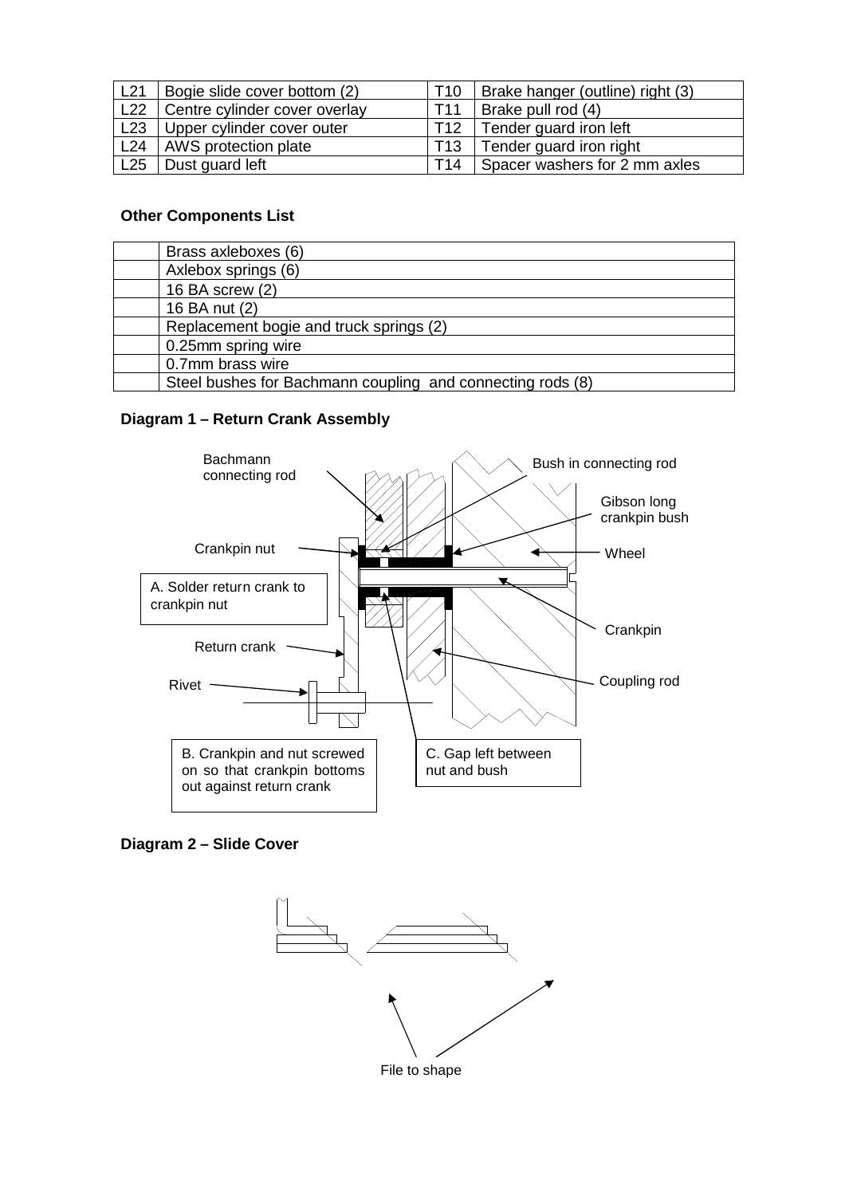| | | | |
|---|---|---|---|
| L21 | Bogie slide cover bottom (2) | T10 | Brake hanger (outline) right (3) |
| L22 | Centre cylinder cover overlay | T11 | Brake pull rod (4) |
| L23 | Upper cylinder cover outer | T12 | Tender guard iron left |
| L24 | AWS protection plate | T13 | Tender guard iron right |
| L25 | Dust guard left | T14 | Spacer washers for 2 mm axles |

### Other Components List

| | |
|---|---|
| | Brass axleboxes (6) |
| | Axlebox springs (6) |
| | 16 BA screw (2) |
| | 16 BA nut (2) |
| | Replacement bogie and truck springs (2) |
| | 0.25mm spring wire |
| | 0.7mm brass wire |
| | Steel bushes for Bachmann coupling and connecting rods (8) |

### Diagram 1 – Return Crank Assembly

Bachmann connecting rod

Bush in connecting rod

Gibson long crankpin bush

Crankpin nut

Wheel

A. Solder return crank to crankpin nut

Crankpin

Return crank

Coupling rod

Rivet

B. Crankpin and nut screwed on so that crankpin bottoms out against return crank

C. Gap left between nut and bush

### Diagram 2 – Slide Cover

File to shape